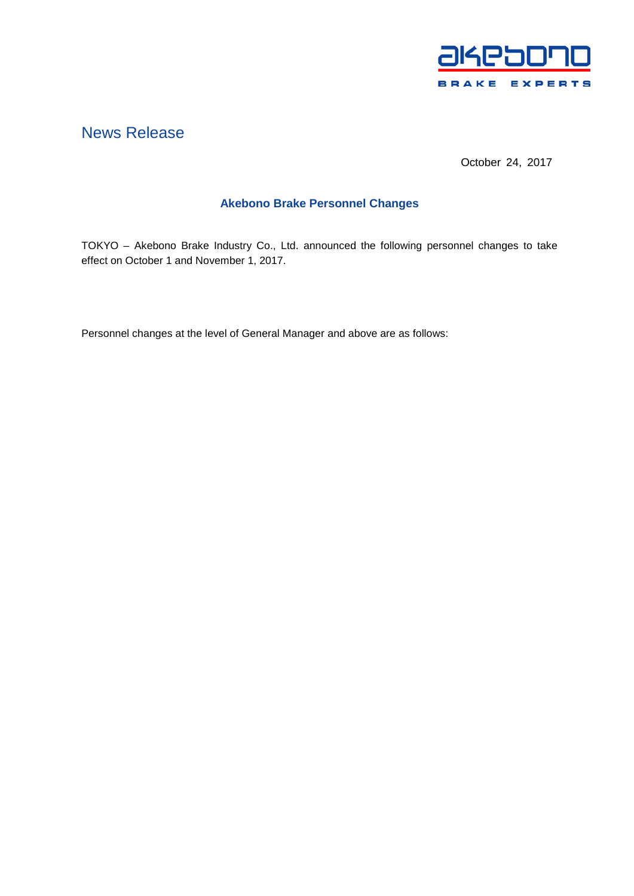# News Release

October 24, 2017

## Akebono Brake Personnel Changes

TOKYO – Akebono Brake Industry Co., Ltd. announced the following personnel changes to take effect on October 1 and November 1, 2017.

Personnel changes at the level of General Manager and above are as follows: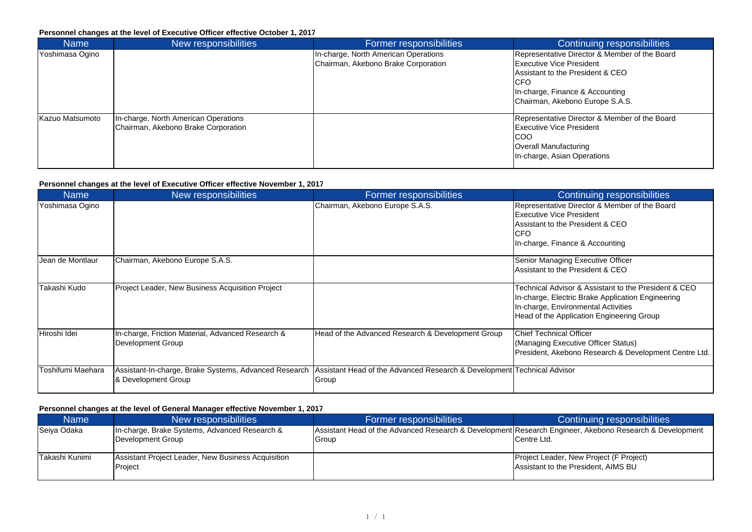**Personnel changes at the level of Executive Officer effective October 1, 2017**

| Name | New responsibilities | Former responsibilities | Continuing responsibilities |
| --- | --- | --- | --- |
| Yoshimasa Ogino | | In-charge, North American Operations<br>Chairman, Akebono Brake Corporation | Representative Director & Member of the Board<br>Executive Vice President<br>Assistant to the President & CEO<br>CFO<br>In-charge, Finance & Accounting<br>Chairman, Akebono Europe S.A.S. |
| Kazuo Matsumoto | In-charge, North American Operations<br>Chairman, Akebono Brake Corporation | | Representative Director & Member of the Board<br>Executive Vice President<br>COO<br>Overall Manufacturing<br>In-charge, Asian Operations |

**Personnel changes at the level of Executive Officer effective November 1, 2017**

| Name | New responsibilities | Former responsibilities | Continuing responsibilities |
| --- | --- | --- | --- |
| Yoshimasa Ogino | | Chairman, Akebono Europe S.A.S. | Representative Director & Member of the Board<br>Executive Vice President<br>Assistant to the President & CEO<br>CFO<br>In-charge, Finance & Accounting |
| Jean de Montlaur | Chairman, Akebono Europe S.A.S. | | Senior Managing Executive Officer<br>Assistant to the President & CEO |
| Takashi Kudo | Project Leader, New Business Acquisition Project | | Technical Advisor & Assistant to the President & CEO<br>In-charge, Electric Brake Application Engineering<br>In-charge, Environmental Activities<br>Head of the Application Engineering Group |
| Hiroshi Idei | In-charge, Friction Material, Advanced Research & Development Group | Head of the Advanced Research & Development Group | Chief Technical Officer<br>(Managing Executive Officer Status)<br>President, Akebono Research & Development Centre Ltd. |
| Toshifumi Maehara | Assistant-In-charge, Brake Systems, Advanced Research & Development Group | Assistant Head of the Advanced Research & Development Group | Technical Advisor |

**Personnel changes at the level of General Manager effective November 1, 2017**

| Name | New responsibilities | Former responsibilities | Continuing responsibilities |
| --- | --- | --- | --- |
| Seiya Odaka | In-charge, Brake Systems, Advanced Research & Development Group | Assistant Head of the Advanced Research & Development Group | Research Engineer, Akebono Research & Development Centre Ltd. |
| Takashi Kunimi | Assistant Project Leader, New Business Acquisition Project | | Project Leader, New Project (F Project)<br>Assistant to the President, AIMS BU |